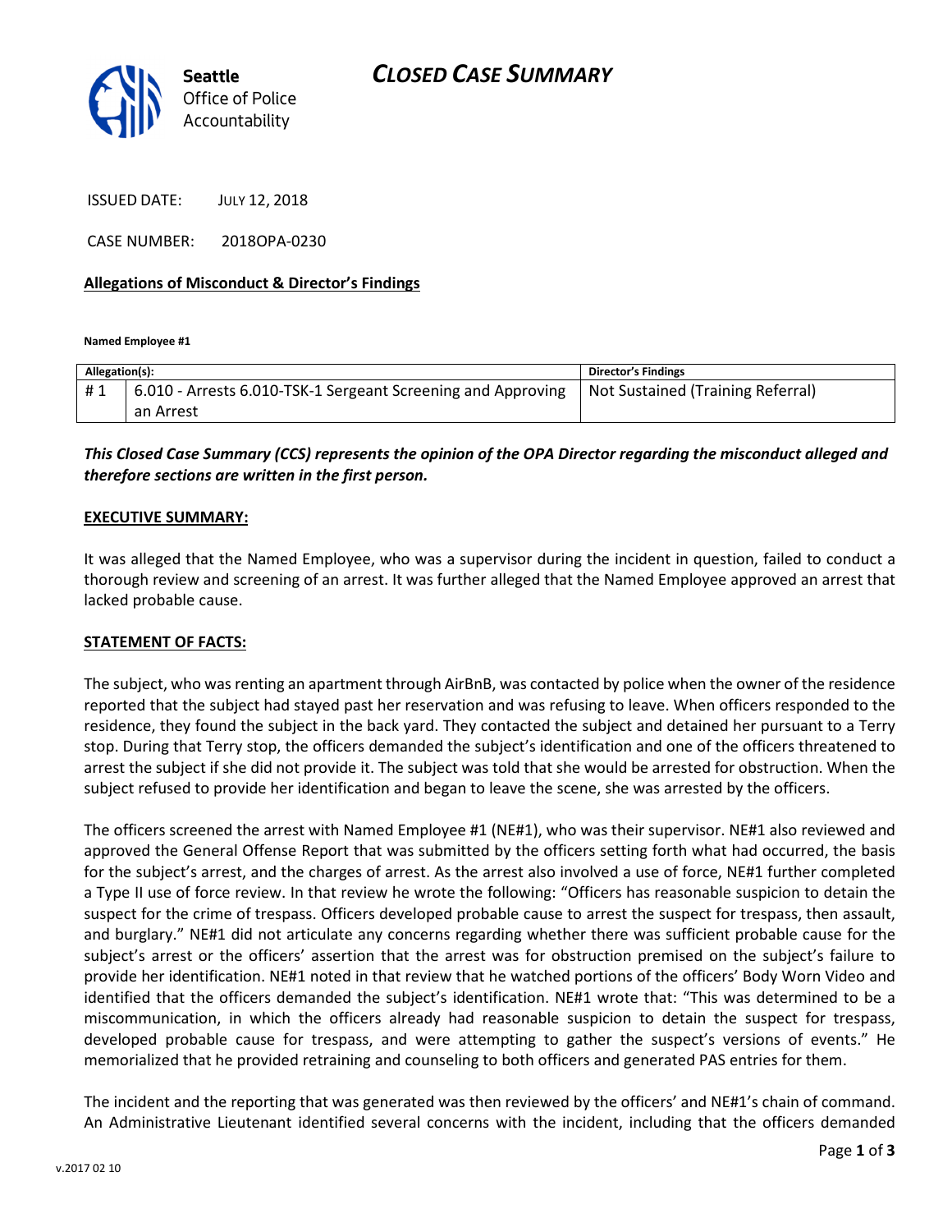Seattle
Office of Police
Accountability

# CLOSED CASE SUMMARY

ISSUED DATE: JULY 12, 2018

CASE NUMBER: 2018OPA-0230

**Allegations of Misconduct & Director's Findings**

**Named Employee #1**

| Allegation(s): | | Director's Findings |
|---|---|---|
| # 1 | 6.010 - Arrests 6.010-TSK-1 Sergeant Screening and Approving an Arrest | Not Sustained (Training Referral) |

***This Closed Case Summary (CCS) represents the opinion of the OPA Director regarding the misconduct alleged and therefore sections are written in the first person.***

**EXECUTIVE SUMMARY:**

It was alleged that the Named Employee, who was a supervisor during the incident in question, failed to conduct a thorough review and screening of an arrest. It was further alleged that the Named Employee approved an arrest that lacked probable cause.

**STATEMENT OF FACTS:**

The subject, who was renting an apartment through AirBnB, was contacted by police when the owner of the residence reported that the subject had stayed past her reservation and was refusing to leave. When officers responded to the residence, they found the subject in the back yard. They contacted the subject and detained her pursuant to a Terry stop. During that Terry stop, the officers demanded the subject's identification and one of the officers threatened to arrest the subject if she did not provide it. The subject was told that she would be arrested for obstruction. When the subject refused to provide her identification and began to leave the scene, she was arrested by the officers.

The officers screened the arrest with Named Employee #1 (NE#1), who was their supervisor. NE#1 also reviewed and approved the General Offense Report that was submitted by the officers setting forth what had occurred, the basis for the subject's arrest, and the charges of arrest. As the arrest also involved a use of force, NE#1 further completed a Type II use of force review. In that review he wrote the following: "Officers has reasonable suspicion to detain the suspect for the crime of trespass. Officers developed probable cause to arrest the suspect for trespass, then assault, and burglary." NE#1 did not articulate any concerns regarding whether there was sufficient probable cause for the subject's arrest or the officers' assertion that the arrest was for obstruction premised on the subject's failure to provide her identification. NE#1 noted in that review that he watched portions of the officers' Body Worn Video and identified that the officers demanded the subject's identification. NE#1 wrote that: "This was determined to be a miscommunication, in which the officers already had reasonable suspicion to detain the suspect for trespass, developed probable cause for trespass, and were attempting to gather the suspect's versions of events." He memorialized that he provided retraining and counseling to both officers and generated PAS entries for them.

The incident and the reporting that was generated was then reviewed by the officers' and NE#1's chain of command. An Administrative Lieutenant identified several concerns with the incident, including that the officers demanded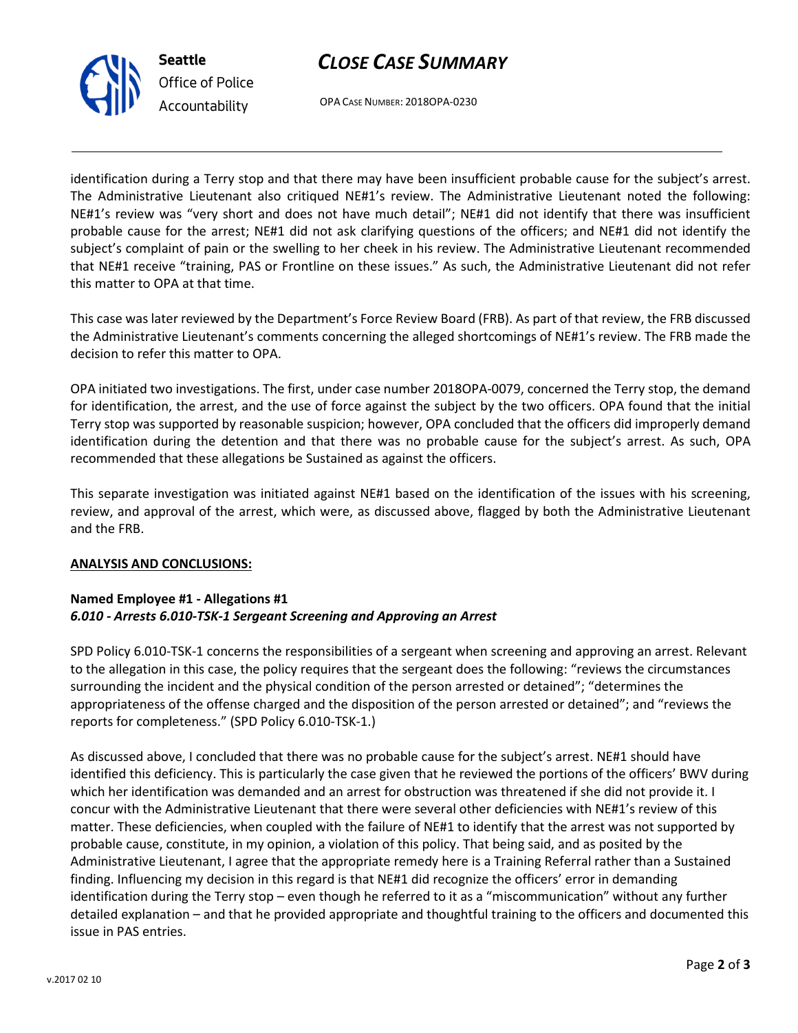identification during a Terry stop and that there may have been insufficient probable cause for the subject's arrest. The Administrative Lieutenant also critiqued NE#1's review. The Administrative Lieutenant noted the following: NE#1's review was "very short and does not have much detail"; NE#1 did not identify that there was insufficient probable cause for the arrest; NE#1 did not ask clarifying questions of the officers; and NE#1 did not identify the subject's complaint of pain or the swelling to her cheek in his review. The Administrative Lieutenant recommended that NE#1 receive "training, PAS or Frontline on these issues." As such, the Administrative Lieutenant did not refer this matter to OPA at that time.

This case was later reviewed by the Department's Force Review Board (FRB). As part of that review, the FRB discussed the Administrative Lieutenant's comments concerning the alleged shortcomings of NE#1's review. The FRB made the decision to refer this matter to OPA.

OPA initiated two investigations. The first, under case number 2018OPA-0079, concerned the Terry stop, the demand for identification, the arrest, and the use of force against the subject by the two officers. OPA found that the initial Terry stop was supported by reasonable suspicion; however, OPA concluded that the officers did improperly demand identification during the detention and that there was no probable cause for the subject's arrest. As such, OPA recommended that these allegations be Sustained as against the officers.

This separate investigation was initiated against NE#1 based on the identification of the issues with his screening, review, and approval of the arrest, which were, as discussed above, flagged by both the Administrative Lieutenant and the FRB.

**ANALYSIS AND CONCLUSIONS:**

**Named Employee #1 - Allegations #1**
***6.010 - Arrests 6.010-TSK-1 Sergeant Screening and Approving an Arrest***

SPD Policy 6.010-TSK-1 concerns the responsibilities of a sergeant when screening and approving an arrest. Relevant to the allegation in this case, the policy requires that the sergeant does the following: "reviews the circumstances surrounding the incident and the physical condition of the person arrested or detained"; "determines the appropriateness of the offense charged and the disposition of the person arrested or detained"; and "reviews the reports for completeness." (SPD Policy 6.010-TSK-1.)

As discussed above, I concluded that there was no probable cause for the subject's arrest. NE#1 should have identified this deficiency. This is particularly the case given that he reviewed the portions of the officers' BWV during which her identification was demanded and an arrest for obstruction was threatened if she did not provide it. I concur with the Administrative Lieutenant that there were several other deficiencies with NE#1's review of this matter. These deficiencies, when coupled with the failure of NE#1 to identify that the arrest was not supported by probable cause, constitute, in my opinion, a violation of this policy. That being said, and as posited by the Administrative Lieutenant, I agree that the appropriate remedy here is a Training Referral rather than a Sustained finding. Influencing my decision in this regard is that NE#1 did recognize the officers' error in demanding identification during the Terry stop – even though he referred to it as a "miscommunication" without any further detailed explanation – and that he provided appropriate and thoughtful training to the officers and documented this issue in PAS entries.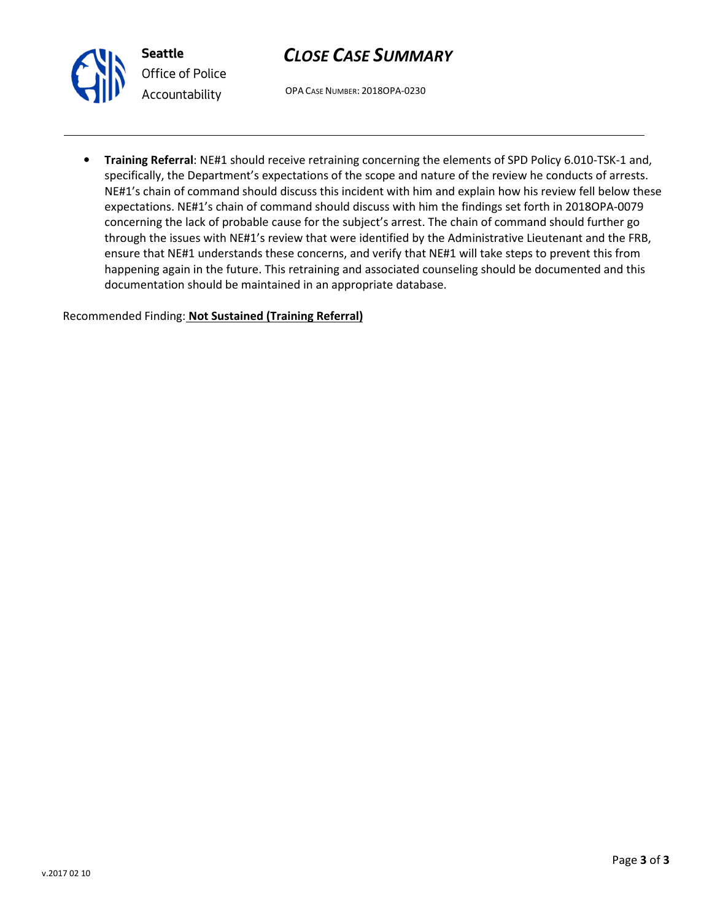- **Training Referral**: NE#1 should receive retraining concerning the elements of SPD Policy 6.010-TSK-1 and, specifically, the Department's expectations of the scope and nature of the review he conducts of arrests. NE#1's chain of command should discuss this incident with him and explain how his review fell below these expectations. NE#1's chain of command should discuss with him the findings set forth in 2018OPA-0079 concerning the lack of probable cause for the subject's arrest. The chain of command should further go through the issues with NE#1's review that were identified by the Administrative Lieutenant and the FRB, ensure that NE#1 understands these concerns, and verify that NE#1 will take steps to prevent this from happening again in the future. This retraining and associated counseling should be documented and this documentation should be maintained in an appropriate database.

Recommended Finding: **Not Sustained (Training Referral)**